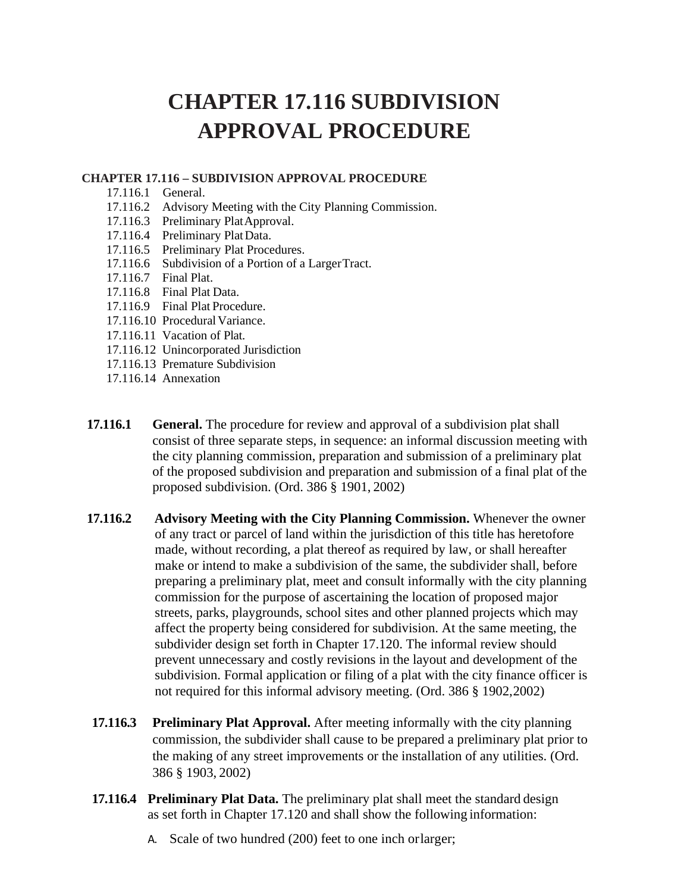# CHAPTER 17.116 SUBDIVISION APPROVAL PROCEDURE

**CHAPTER 17.116 – SUBDIVISION APPROVAL PROCEDURE**

- 17.116.1 General.
- 17.116.2 Advisory Meeting with the City Planning Commission.
- 17.116.3 Preliminary Plat Approval.
- 17.116.4 Preliminary Plat Data.
- 17.116.5 Preliminary Plat Procedures.
- 17.116.6 Subdivision of a Portion of a Larger Tract.
- 17.116.7 Final Plat.
- 17.116.8 Final Plat Data.
- 17.116.9 Final Plat Procedure.
- 17.116.10 Procedural Variance.
- 17.116.11 Vacation of Plat.
- 17.116.12 Unincorporated Jurisdiction
- 17.116.13 Premature Subdivision
- 17.116.14 Annexation

**17.116.1 General.** The procedure for review and approval of a subdivision plat shall consist of three separate steps, in sequence: an informal discussion meeting with the city planning commission, preparation and submission of a preliminary plat of the proposed subdivision and preparation and submission of a final plat of the proposed subdivision. (Ord. 386 § 1901, 2002)

**17.116.2 Advisory Meeting with the City Planning Commission.** Whenever the owner of any tract or parcel of land within the jurisdiction of this title has heretofore made, without recording, a plat thereof as required by law, or shall hereafter make or intend to make a subdivision of the same, the subdivider shall, before preparing a preliminary plat, meet and consult informally with the city planning commission for the purpose of ascertaining the location of proposed major streets, parks, playgrounds, school sites and other planned projects which may affect the property being considered for subdivision. At the same meeting, the subdivider design set forth in Chapter 17.120. The informal review should prevent unnecessary and costly revisions in the layout and development of the subdivision. Formal application or filing of a plat with the city finance officer is not required for this informal advisory meeting. (Ord. 386 § 1902, 2002)

**17.116.3 Preliminary Plat Approval.** After meeting informally with the city planning commission, the subdivider shall cause to be prepared a preliminary plat prior to the making of any street improvements or the installation of any utilities. (Ord. 386 § 1903, 2002)

**17.116.4 Preliminary Plat Data.** The preliminary plat shall meet the standard design as set forth in Chapter 17.120 and shall show the following information:

A. Scale of two hundred (200) feet to one inch or larger;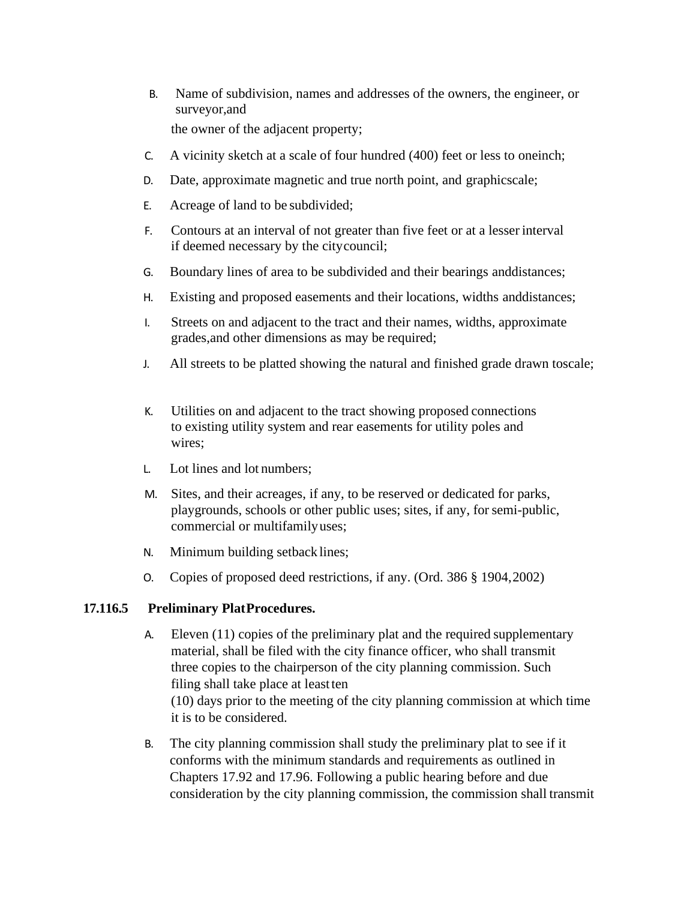B. Name of subdivision, names and addresses of the owners, the engineer, or surveyor,and the owner of the adjacent property;

C. A vicinity sketch at a scale of four hundred (400) feet or less to oneinch;

D. Date, approximate magnetic and true north point, and graphicscale;

E. Acreage of land to be subdivided;

F. Contours at an interval of not greater than five feet or at a lesser interval if deemed necessary by the citycouncil;

G. Boundary lines of area to be subdivided and their bearings anddistances;

H. Existing and proposed easements and their locations, widths anddistances;

I. Streets on and adjacent to the tract and their names, widths, approximate grades,and other dimensions as may be required;

J. All streets to be platted showing the natural and finished grade drawn toscale;

K. Utilities on and adjacent to the tract showing proposed connections to existing utility system and rear easements for utility poles and wires;

L. Lot lines and lot numbers;

M. Sites, and their acreages, if any, to be reserved or dedicated for parks, playgrounds, schools or other public uses; sites, if any, for semi-public, commercial or multifamilyuses;

N. Minimum building setback lines;

O. Copies of proposed deed restrictions, if any. (Ord. 386 § 1904,2002)

**17.116.5 Preliminary PlatProcedures.**

A. Eleven (11) copies of the preliminary plat and the required supplementary material, shall be filed with the city finance officer, who shall transmit three copies to the chairperson of the city planning commission. Such filing shall take place at least ten (10) days prior to the meeting of the city planning commission at which time it is to be considered.

B. The city planning commission shall study the preliminary plat to see if it conforms with the minimum standards and requirements as outlined in Chapters 17.92 and 17.96. Following a public hearing before and due consideration by the city planning commission, the commission shall transmit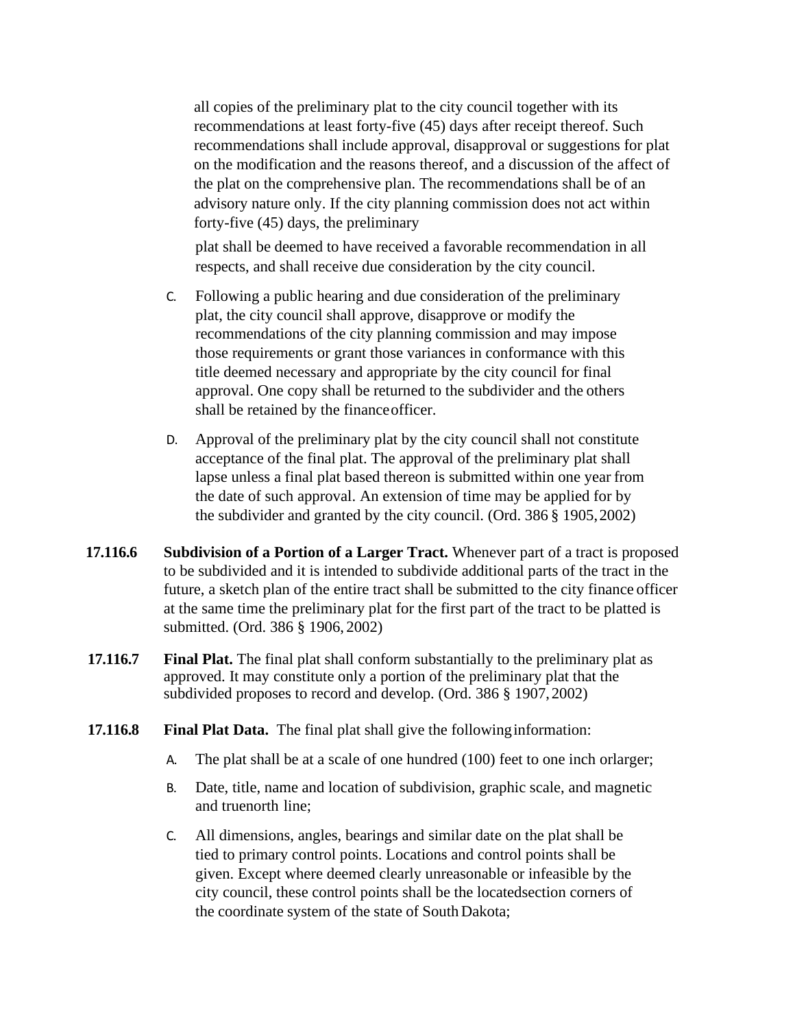all copies of the preliminary plat to the city council together with its recommendations at least forty-five (45) days after receipt thereof. Such recommendations shall include approval, disapproval or suggestions for plat on the modification and the reasons thereof, and a discussion of the affect of the plat on the comprehensive plan. The recommendations shall be of an advisory nature only. If the city planning commission does not act within forty-five (45) days, the preliminary plat shall be deemed to have received a favorable recommendation in all respects, and shall receive due consideration by the city council.

C. Following a public hearing and due consideration of the preliminary plat, the city council shall approve, disapprove or modify the recommendations of the city planning commission and may impose those requirements or grant those variances in conformance with this title deemed necessary and appropriate by the city council for final approval. One copy shall be returned to the subdivider and the others shall be retained by the finance officer.

D. Approval of the preliminary plat by the city council shall not constitute acceptance of the final plat. The approval of the preliminary plat shall lapse unless a final plat based thereon is submitted within one year from the date of such approval. An extension of time may be applied for by the subdivider and granted by the city council. (Ord. 386 § 1905, 2002)

**17.116.6** **Subdivision of a Portion of a Larger Tract.** Whenever part of a tract is proposed to be subdivided and it is intended to subdivide additional parts of the tract in the future, a sketch plan of the entire tract shall be submitted to the city finance officer at the same time the preliminary plat for the first part of the tract to be platted is submitted. (Ord. 386 § 1906, 2002)

**17.116.7** **Final Plat.** The final plat shall conform substantially to the preliminary plat as approved. It may constitute only a portion of the preliminary plat that the subdivided proposes to record and develop. (Ord. 386 § 1907, 2002)

**17.116.8** **Final Plat Data.** The final plat shall give the following information:

A. The plat shall be at a scale of one hundred (100) feet to one inch or larger;

B. Date, title, name and location of subdivision, graphic scale, and magnetic and true north line;

C. All dimensions, angles, bearings and similar date on the plat shall be tied to primary control points. Locations and control points shall be given. Except where deemed clearly unreasonable or infeasible by the city council, these control points shall be the located section corners of the coordinate system of the state of South Dakota;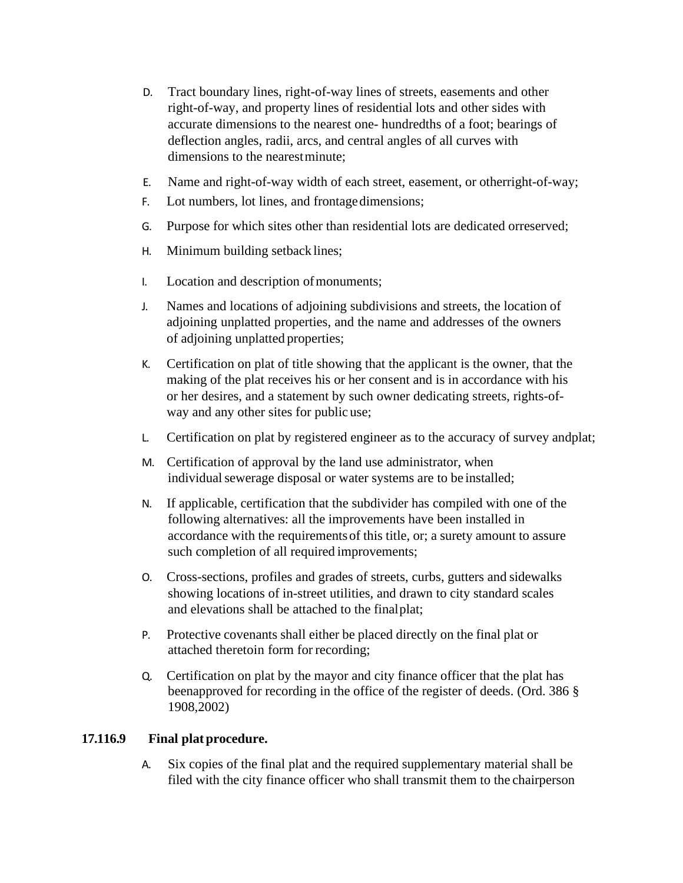D. Tract boundary lines, right-of-way lines of streets, easements and other right-of-way, and property lines of residential lots and other sides with accurate dimensions to the nearest one- hundredths of a foot; bearings of deflection angles, radii, arcs, and central angles of all curves with dimensions to the nearest minute;

E. Name and right-of-way width of each street, easement, or other right-of-way;

F. Lot numbers, lot lines, and frontage dimensions;

G. Purpose for which sites other than residential lots are dedicated or reserved;

H. Minimum building setback lines;

I. Location and description of monuments;

J. Names and locations of adjoining subdivisions and streets, the location of adjoining unplatted properties, and the name and addresses of the owners of adjoining unplatted properties;

K. Certification on plat of title showing that the applicant is the owner, that the making of the plat receives his or her consent and is in accordance with his or her desires, and a statement by such owner dedicating streets, rights-of-way and any other sites for public use;

L. Certification on plat by registered engineer as to the accuracy of survey and plat;

M. Certification of approval by the land use administrator, when individual sewerage disposal or water systems are to be installed;

N. If applicable, certification that the subdivider has compiled with one of the following alternatives: all the improvements have been installed in accordance with the requirements of this title, or; a surety amount to assure such completion of all required improvements;

O. Cross-sections, profiles and grades of streets, curbs, gutters and sidewalks showing locations of in-street utilities, and drawn to city standard scales and elevations shall be attached to the final plat;

P. Protective covenants shall either be placed directly on the final plat or attached thereto in form for recording;

Q. Certification on plat by the mayor and city finance officer that the plat has been approved for recording in the office of the register of deeds. (Ord. 386 § 1908, 2002)

**17.116.9 Final plat procedure.**

A. Six copies of the final plat and the required supplementary material shall be filed with the city finance officer who shall transmit them to the chairperson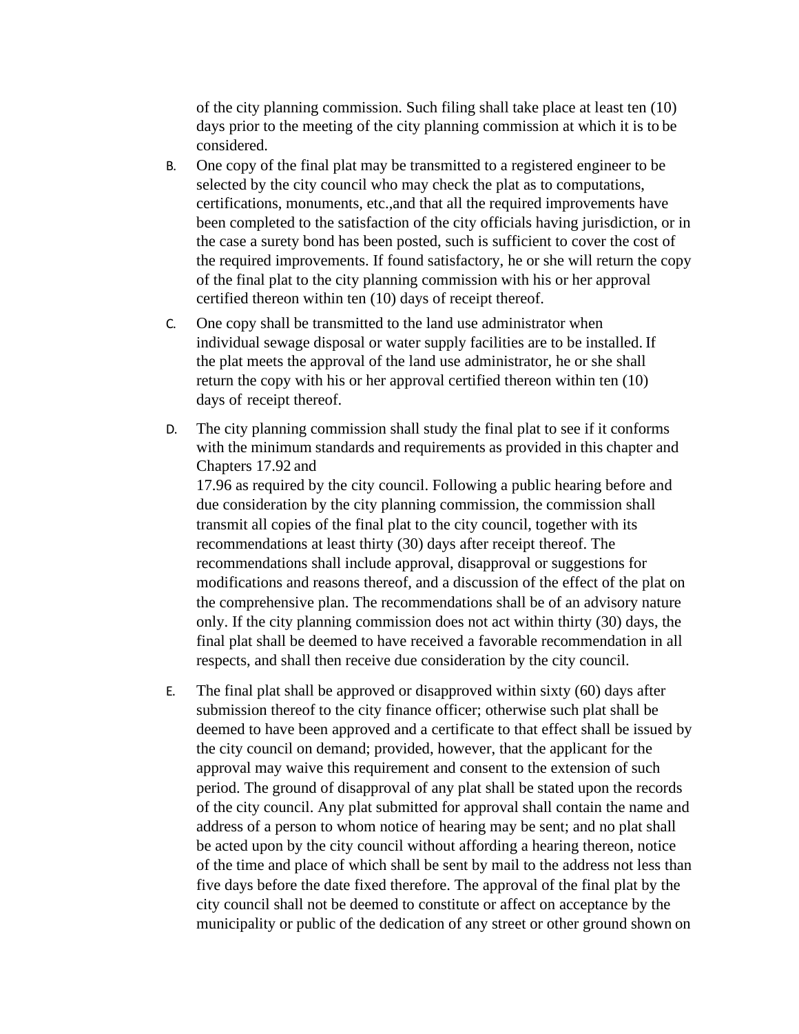of the city planning commission. Such filing shall take place at least ten (10) days prior to the meeting of the city planning commission at which it is to be considered.

B. One copy of the final plat may be transmitted to a registered engineer to be selected by the city council who may check the plat as to computations, certifications, monuments, etc.,and that all the required improvements have been completed to the satisfaction of the city officials having jurisdiction, or in the case a surety bond has been posted, such is sufficient to cover the cost of the required improvements. If found satisfactory, he or she will return the copy of the final plat to the city planning commission with his or her approval certified thereon within ten (10) days of receipt thereof.

C. One copy shall be transmitted to the land use administrator when individual sewage disposal or water supply facilities are to be installed. If the plat meets the approval of the land use administrator, he or she shall return the copy with his or her approval certified thereon within ten (10) days of receipt thereof.

D. The city planning commission shall study the final plat to see if it conforms with the minimum standards and requirements as provided in this chapter and Chapters 17.92 and 17.96 as required by the city council. Following a public hearing before and due consideration by the city planning commission, the commission shall transmit all copies of the final plat to the city council, together with its recommendations at least thirty (30) days after receipt thereof. The recommendations shall include approval, disapproval or suggestions for modifications and reasons thereof, and a discussion of the effect of the plat on the comprehensive plan. The recommendations shall be of an advisory nature only. If the city planning commission does not act within thirty (30) days, the final plat shall be deemed to have received a favorable recommendation in all respects, and shall then receive due consideration by the city council.

E. The final plat shall be approved or disapproved within sixty (60) days after submission thereof to the city finance officer; otherwise such plat shall be deemed to have been approved and a certificate to that effect shall be issued by the city council on demand; provided, however, that the applicant for the approval may waive this requirement and consent to the extension of such period. The ground of disapproval of any plat shall be stated upon the records of the city council. Any plat submitted for approval shall contain the name and address of a person to whom notice of hearing may be sent; and no plat shall be acted upon by the city council without affording a hearing thereon, notice of the time and place of which shall be sent by mail to the address not less than five days before the date fixed therefore. The approval of the final plat by the city council shall not be deemed to constitute or affect on acceptance by the municipality or public of the dedication of any street or other ground shown on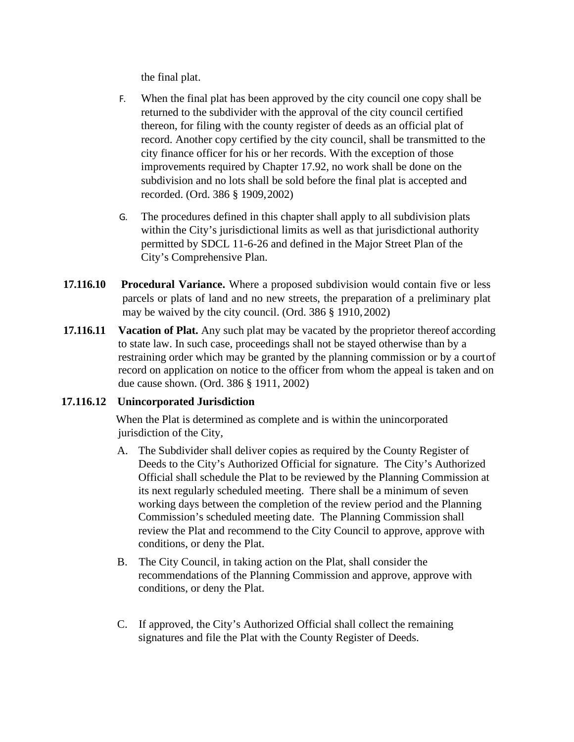the final plat.

F. When the final plat has been approved by the city council one copy shall be returned to the subdivider with the approval of the city council certified thereon, for filing with the county register of deeds as an official plat of record. Another copy certified by the city council, shall be transmitted to the city finance officer for his or her records. With the exception of those improvements required by Chapter 17.92, no work shall be done on the subdivision and no lots shall be sold before the final plat is accepted and recorded. (Ord. 386 § 1909, 2002)

G. The procedures defined in this chapter shall apply to all subdivision plats within the City's jurisdictional limits as well as that jurisdictional authority permitted by SDCL 11-6-26 and defined in the Major Street Plan of the City's Comprehensive Plan.

**17.116.10 Procedural Variance.** Where a proposed subdivision would contain five or less parcels or plats of land and no new streets, the preparation of a preliminary plat may be waived by the city council. (Ord. 386 § 1910, 2002)

**17.116.11 Vacation of Plat.** Any such plat may be vacated by the proprietor thereof according to state law. In such case, proceedings shall not be stayed otherwise than by a restraining order which may be granted by the planning commission or by a court of record on application on notice to the officer from whom the appeal is taken and on due cause shown. (Ord. 386 § 1911, 2002)

**17.116.12 Unincorporated Jurisdiction**

When the Plat is determined as complete and is within the unincorporated jurisdiction of the City,

A. The Subdivider shall deliver copies as required by the County Register of Deeds to the City's Authorized Official for signature. The City's Authorized Official shall schedule the Plat to be reviewed by the Planning Commission at its next regularly scheduled meeting. There shall be a minimum of seven working days between the completion of the review period and the Planning Commission's scheduled meeting date. The Planning Commission shall review the Plat and recommend to the City Council to approve, approve with conditions, or deny the Plat.

B. The City Council, in taking action on the Plat, shall consider the recommendations of the Planning Commission and approve, approve with conditions, or deny the Plat.

C. If approved, the City's Authorized Official shall collect the remaining signatures and file the Plat with the County Register of Deeds.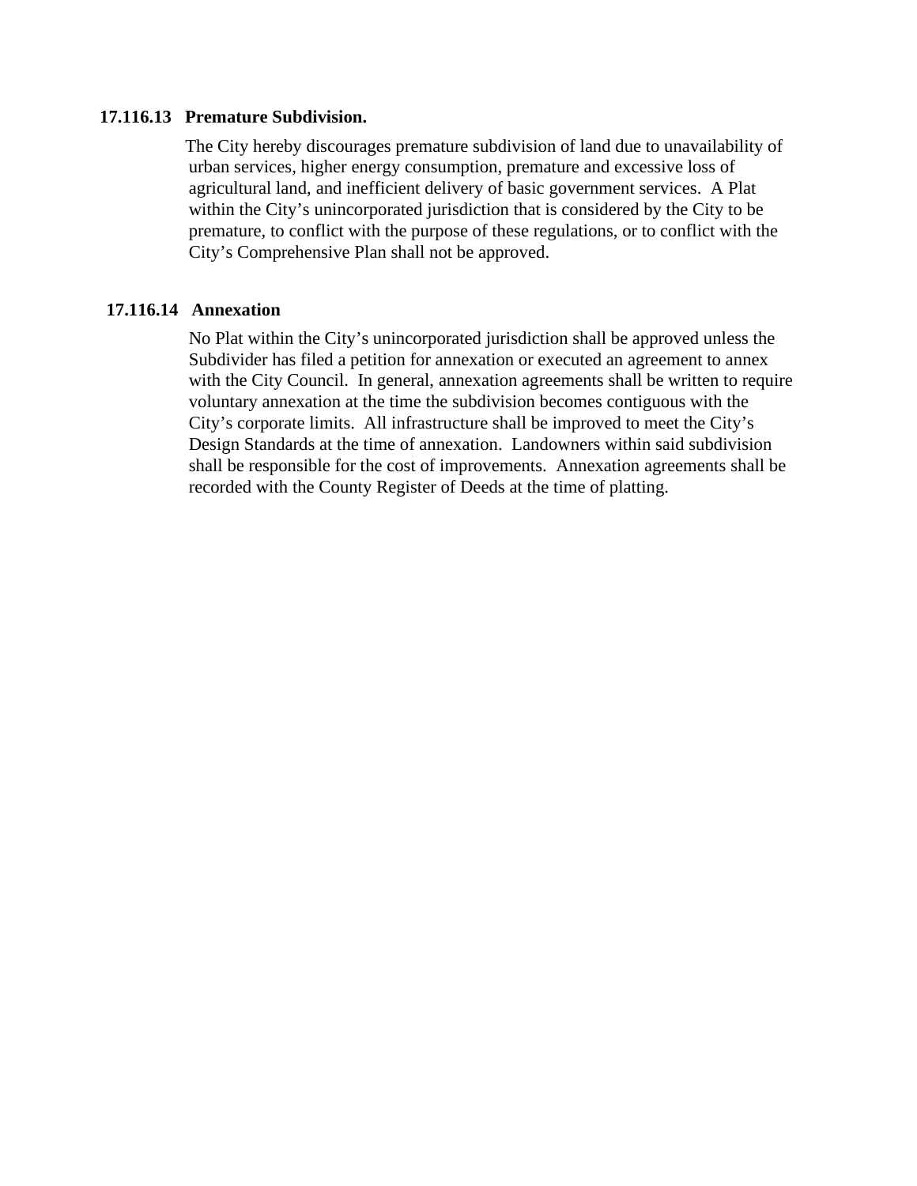**17.116.13 Premature Subdivision.**

The City hereby discourages premature subdivision of land due to unavailability of urban services, higher energy consumption, premature and excessive loss of agricultural land, and inefficient delivery of basic government services. A Plat within the City's unincorporated jurisdiction that is considered by the City to be premature, to conflict with the purpose of these regulations, or to conflict with the City's Comprehensive Plan shall not be approved.

**17.116.14 Annexation**

No Plat within the City's unincorporated jurisdiction shall be approved unless the Subdivider has filed a petition for annexation or executed an agreement to annex with the City Council. In general, annexation agreements shall be written to require voluntary annexation at the time the subdivision becomes contiguous with the City's corporate limits. All infrastructure shall be improved to meet the City's Design Standards at the time of annexation. Landowners within said subdivision shall be responsible for the cost of improvements. Annexation agreements shall be recorded with the County Register of Deeds at the time of platting.